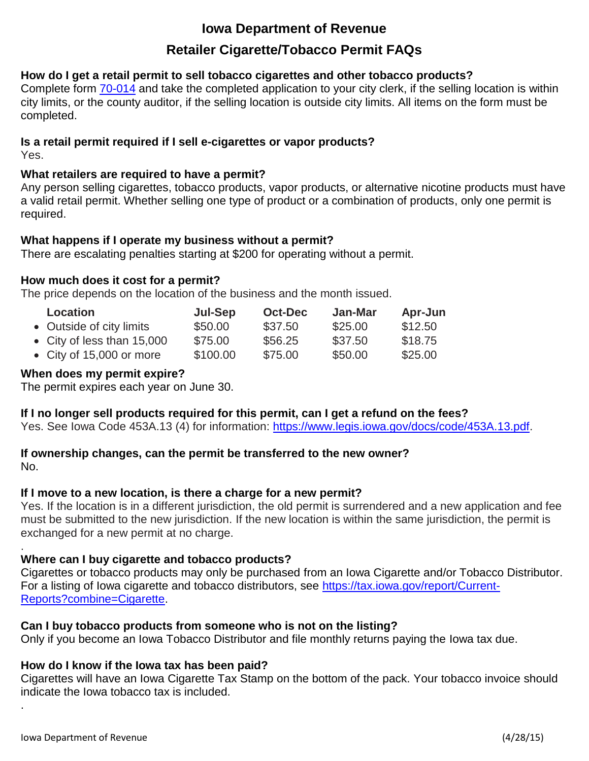# Iowa Department of Revenue

## Retailer Cigarette/Tobacco Permit FAQs

**How do I get a retail permit to sell tobacco cigarettes and other tobacco products?**

Complete form [70-014](70-014) and take the completed application to your city clerk, if the selling location is within city limits, or the county auditor, if the selling location is outside city limits. All items on the form must be completed.

**Is a retail permit required if I sell e-cigarettes or vapor products?**

Yes.

**What retailers are required to have a permit?**

Any person selling cigarettes, tobacco products, vapor products, or alternative nicotine products must have a valid retail permit. Whether selling one type of product or a combination of products, only one permit is required.

**What happens if I operate my business without a permit?**

There are escalating penalties starting at $200 for operating without a permit.

**How much does it cost for a permit?**

The price depends on the location of the business and the month issued.

| Location | Jul-Sep | Oct-Dec | Jan-Mar | Apr-Jun |
|---|---|---|---|---|
| Outside of city limits | $50.00 | $37.50 | $25.00 | $12.50 |
| City of less than 15,000 | $75.00 | $56.25 | $37.50 | $18.75 |
| City of 15,000 or more | $100.00 | $75.00 | $50.00 | $25.00 |

**When does my permit expire?**

The permit expires each year on June 30.

**If I no longer sell products required for this permit, can I get a refund on the fees?**

Yes. See Iowa Code 453A.13 (4) for information: [https://www.legis.iowa.gov/docs/code/453A.13.pdf](https://www.legis.iowa.gov/docs/code/453A.13.pdf).

**If ownership changes, can the permit be transferred to the new owner?**

No.

**If I move to a new location, is there a charge for a new permit?**

Yes. If the location is in a different jurisdiction, the old permit is surrendered and a new application and fee must be submitted to the new jurisdiction. If the new location is within the same jurisdiction, the permit is exchanged for a new permit at no charge.

**Where can I buy cigarette and tobacco products?**

Cigarettes or tobacco products may only be purchased from an Iowa Cigarette and/or Tobacco Distributor. For a listing of Iowa cigarette and tobacco distributors, see [https://tax.iowa.gov/report/Current-Reports?combine=Cigarette](https://tax.iowa.gov/report/Current-Reports?combine=Cigarette).

**Can I buy tobacco products from someone who is not on the listing?**

Only if you become an Iowa Tobacco Distributor and file monthly returns paying the Iowa tax due.

**How do I know if the Iowa tax has been paid?**

Cigarettes will have an Iowa Cigarette Tax Stamp on the bottom of the pack. Your tobacco invoice should indicate the Iowa tobacco tax is included.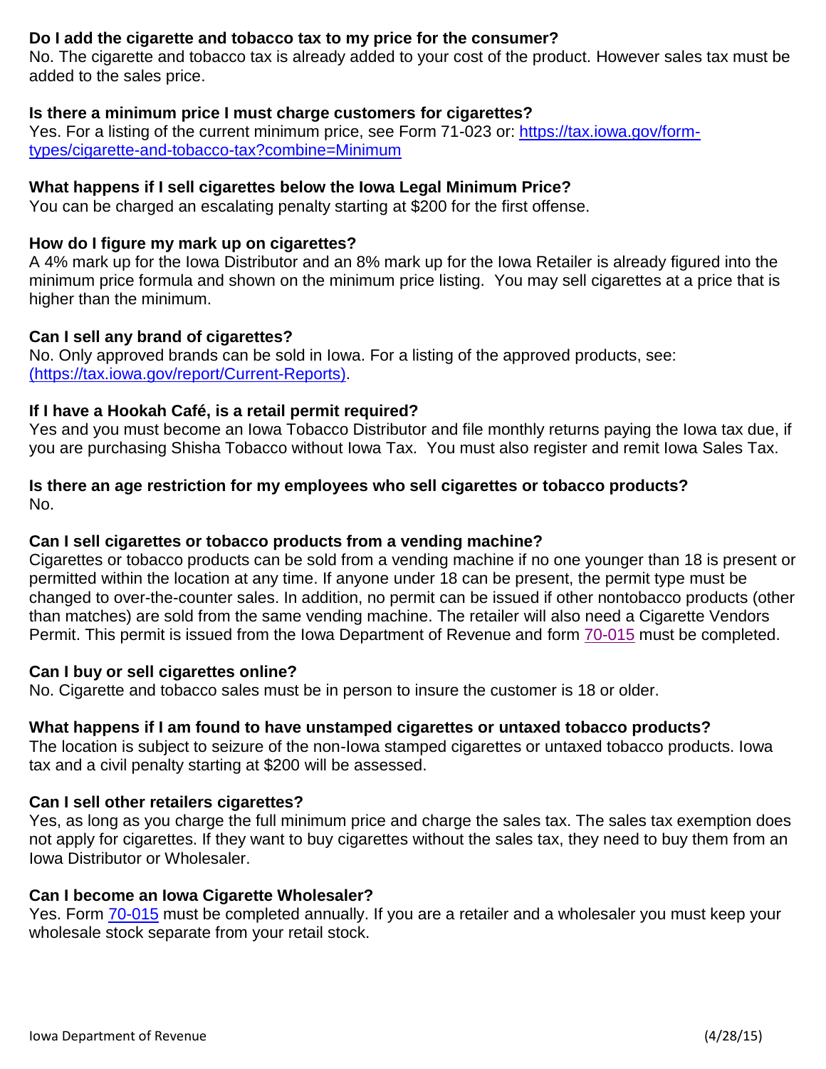**Do I add the cigarette and tobacco tax to my price for the consumer?**
No. The cigarette and tobacco tax is already added to your cost of the product. However sales tax must be added to the sales price.

**Is there a minimum price I must charge customers for cigarettes?**
Yes. For a listing of the current minimum price, see Form 71-023 or: [https://tax.iowa.gov/form-types/cigarette-and-tobacco-tax?combine=Minimum](https://tax.iowa.gov/form-types/cigarette-and-tobacco-tax?combine=Minimum)

**What happens if I sell cigarettes below the Iowa Legal Minimum Price?**
You can be charged an escalating penalty starting at $200 for the first offense.

**How do I figure my mark up on cigarettes?**
A 4% mark up for the Iowa Distributor and an 8% mark up for the Iowa Retailer is already figured into the minimum price formula and shown on the minimum price listing. You may sell cigarettes at a price that is higher than the minimum.

**Can I sell any brand of cigarettes?**
No. Only approved brands can be sold in Iowa. For a listing of the approved products, see: [(https://tax.iowa.gov/report/Current-Reports)](https://tax.iowa.gov/report/Current-Reports).

**If I have a Hookah Café, is a retail permit required?**
Yes and you must become an Iowa Tobacco Distributor and file monthly returns paying the Iowa tax due, if you are purchasing Shisha Tobacco without Iowa Tax. You must also register and remit Iowa Sales Tax.

**Is there an age restriction for my employees who sell cigarettes or tobacco products?**
No.

**Can I sell cigarettes or tobacco products from a vending machine?**
Cigarettes or tobacco products can be sold from a vending machine if no one younger than 18 is present or permitted within the location at any time. If anyone under 18 can be present, the permit type must be changed to over-the-counter sales. In addition, no permit can be issued if other nontobacco products (other than matches) are sold from the same vending machine. The retailer will also need a Cigarette Vendors Permit. This permit is issued from the Iowa Department of Revenue and form 70-015 must be completed.

**Can I buy or sell cigarettes online?**
No. Cigarette and tobacco sales must be in person to insure the customer is 18 or older.

**What happens if I am found to have unstamped cigarettes or untaxed tobacco products?**
The location is subject to seizure of the non-Iowa stamped cigarettes or untaxed tobacco products. Iowa tax and a civil penalty starting at $200 will be assessed.

**Can I sell other retailers cigarettes?**
Yes, as long as you charge the full minimum price and charge the sales tax. The sales tax exemption does not apply for cigarettes. If they want to buy cigarettes without the sales tax, they need to buy them from an Iowa Distributor or Wholesaler.

**Can I become an Iowa Cigarette Wholesaler?**
Yes. Form 70-015 must be completed annually. If you are a retailer and a wholesaler you must keep your wholesale stock separate from your retail stock.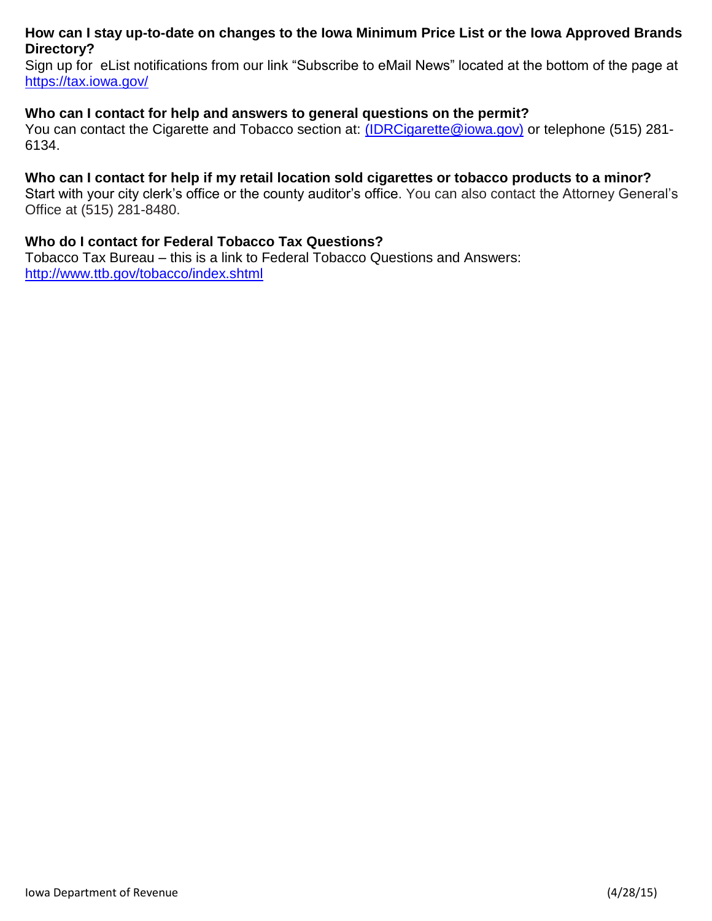**How can I stay up-to-date on changes to the Iowa Minimum Price List or the Iowa Approved Brands Directory?**

Sign up for eList notifications from our link “Subscribe to eMail News” located at the bottom of the page at https://tax.iowa.gov/

**Who can I contact for help and answers to general questions on the permit?**

You can contact the Cigarette and Tobacco section at: (IDRCigarette@iowa.gov) or telephone (515) 281-6134.

**Who can I contact for help if my retail location sold cigarettes or tobacco products to a minor?**

Start with your city clerk’s office or the county auditor’s office. You can also contact the Attorney General’s Office at (515) 281-8480.

**Who do I contact for Federal Tobacco Tax Questions?**

Tobacco Tax Bureau – this is a link to Federal Tobacco Questions and Answers: http://www.ttb.gov/tobacco/index.shtml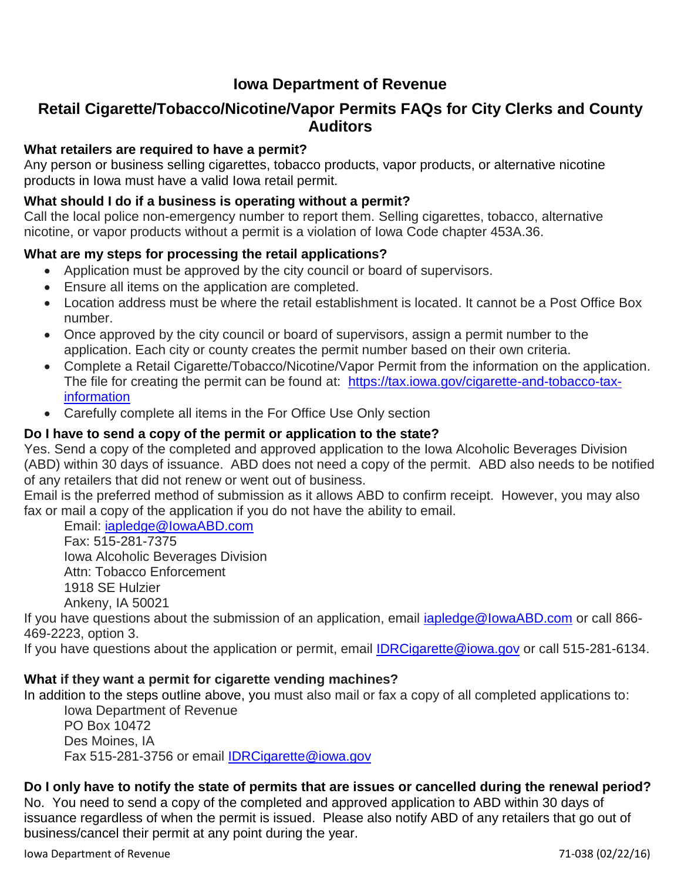# Iowa Department of Revenue

## Retail Cigarette/Tobacco/Nicotine/Vapor Permits FAQs for City Clerks and County Auditors

**What retailers are required to have a permit?**

Any person or business selling cigarettes, tobacco products, vapor products, or alternative nicotine products in Iowa must have a valid Iowa retail permit.

**What should I do if a business is operating without a permit?**

Call the local police non-emergency number to report them. Selling cigarettes, tobacco, alternative nicotine, or vapor products without a permit is a violation of Iowa Code chapter 453A.36.

**What are my steps for processing the retail applications?**

- Application must be approved by the city council or board of supervisors.
- Ensure all items on the application are completed.
- Location address must be where the retail establishment is located. It cannot be a Post Office Box number.
- Once approved by the city council or board of supervisors, assign a permit number to the application. Each city or county creates the permit number based on their own criteria.
- Complete a Retail Cigarette/Tobacco/Nicotine/Vapor Permit from the information on the application. The file for creating the permit can be found at: https://tax.iowa.gov/cigarette-and-tobacco-tax-information
- Carefully complete all items in the For Office Use Only section

**Do I have to send a copy of the permit or application to the state?**

Yes. Send a copy of the completed and approved application to the Iowa Alcoholic Beverages Division (ABD) within 30 days of issuance. ABD does not need a copy of the permit. ABD also needs to be notified of any retailers that did not renew or went out of business.

Email is the preferred method of submission as it allows ABD to confirm receipt. However, you may also fax or mail a copy of the application if you do not have the ability to email.

Email: iapledge@IowaABD.com
Fax: 515-281-7375
Iowa Alcoholic Beverages Division
Attn: Tobacco Enforcement
1918 SE Hulzier
Ankeny, IA 50021

If you have questions about the submission of an application, email iapledge@IowaABD.com or call 866-469-2223, option 3.

If you have questions about the application or permit, email IDRCigarette@iowa.gov or call 515-281-6134.

**What if they want a permit for cigarette vending machines?**

In addition to the steps outline above, you must also mail or fax a copy of all completed applications to:

Iowa Department of Revenue
PO Box 10472
Des Moines, IA
Fax 515-281-3756 or email IDRCigarette@iowa.gov

**Do I only have to notify the state of permits that are issues or cancelled during the renewal period?**

No. You need to send a copy of the completed and approved application to ABD within 30 days of issuance regardless of when the permit is issued. Please also notify ABD of any retailers that go out of business/cancel their permit at any point during the year.

Iowa Department of Revenue 71-038 (02/22/16)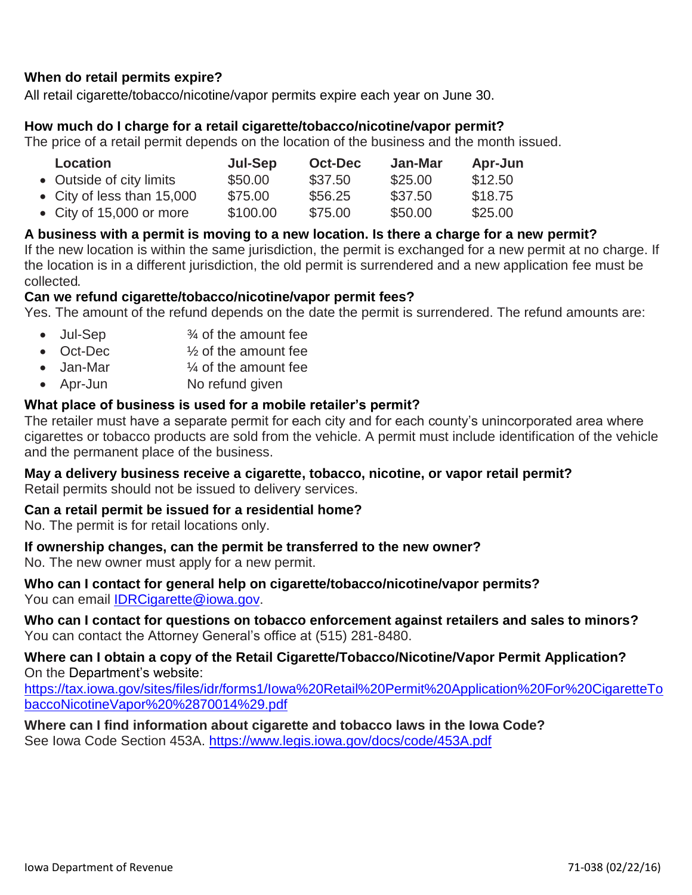**When do retail permits expire?**

All retail cigarette/tobacco/nicotine/vapor permits expire each year on June 30.

**How much do I charge for a retail cigarette/tobacco/nicotine/vapor permit?**

The price of a retail permit depends on the location of the business and the month issued.

| Location | Jul-Sep | Oct-Dec | Jan-Mar | Apr-Jun |
|---|---|---|---|---|
| • Outside of city limits | $50.00 | $37.50 | $25.00 | $12.50 |
| • City of less than 15,000 | $75.00 | $56.25 | $37.50 | $18.75 |
| • City of 15,000 or more | $100.00 | $75.00 | $50.00 | $25.00 |

**A business with a permit is moving to a new location. Is there a charge for a new permit?**

If the new location is within the same jurisdiction, the permit is exchanged for a new permit at no charge. If the location is in a different jurisdiction, the old permit is surrendered and a new application fee must be collected.

**Can we refund cigarette/tobacco/nicotine/vapor permit fees?**

Yes. The amount of the refund depends on the date the permit is surrendered. The refund amounts are:

- Jul-Sep ¾ of the amount fee
- Oct-Dec ½ of the amount fee
- Jan-Mar ¼ of the amount fee
- Apr-Jun No refund given

**What place of business is used for a mobile retailer's permit?**

The retailer must have a separate permit for each city and for each county's unincorporated area where cigarettes or tobacco products are sold from the vehicle. A permit must include identification of the vehicle and the permanent place of the business.

**May a delivery business receive a cigarette, tobacco, nicotine, or vapor retail permit?**

Retail permits should not be issued to delivery services.

**Can a retail permit be issued for a residential home?**

No. The permit is for retail locations only.

**If ownership changes, can the permit be transferred to the new owner?**

No. The new owner must apply for a new permit.

**Who can I contact for general help on cigarette/tobacco/nicotine/vapor permits?**

You can email IDRCigarette@iowa.gov.

**Who can I contact for questions on tobacco enforcement against retailers and sales to minors?**

You can contact the Attorney General's office at (515) 281-8480.

**Where can I obtain a copy of the Retail Cigarette/Tobacco/Nicotine/Vapor Permit Application?**

On the Department's website: https://tax.iowa.gov/sites/files/idr/forms1/Iowa%20Retail%20Permit%20Application%20For%20CigaretteTobaccoNicotineVapor%20%2870014%29.pdf

**Where can I find information about cigarette and tobacco laws in the Iowa Code?**

See Iowa Code Section 453A. https://www.legis.iowa.gov/docs/code/453A.pdf